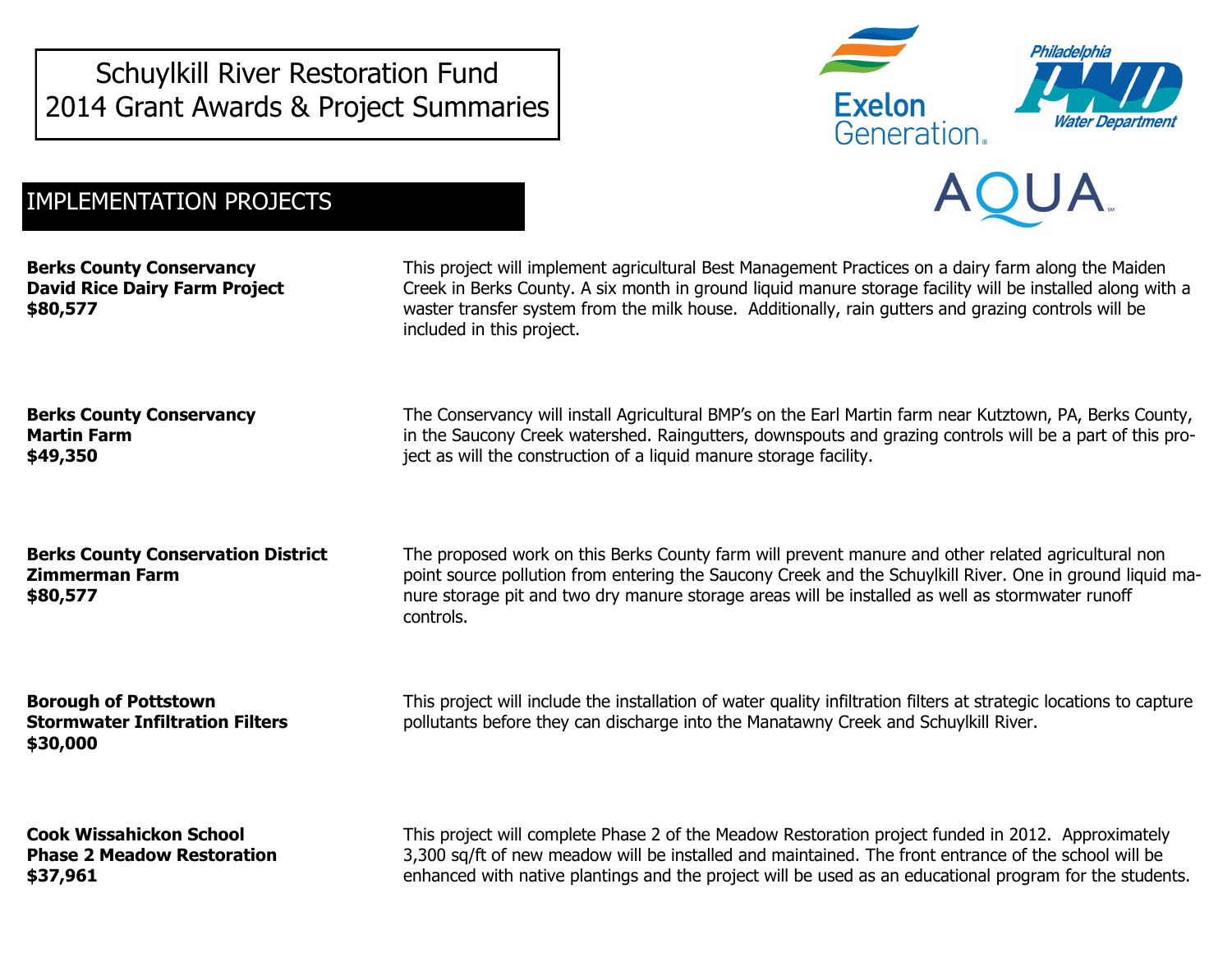# Schuylkill River Restoration Fund 2014 Grant Awards & Project Summaries

## IMPLEMENTATION PROJECTS

**Berks County Conservancy**
**David Rice Dairy Farm Project**
**$80,577**

This project will implement agricultural Best Management Practices on a dairy farm along the Maiden Creek in Berks County. A six month in ground liquid manure storage facility will be installed along with a waster transfer system from the milk house. Additionally, rain gutters and grazing controls will be included in this project.

**Berks County Conservancy**
**Martin Farm**
**$49,350**

The Conservancy will install Agricultural BMP's on the Earl Martin farm near Kutztown, PA, Berks County, in the Saucony Creek watershed. Raingutters, downspouts and grazing controls will be a part of this project as will the construction of a liquid manure storage facility.

**Berks County Conservation District**
**Zimmerman Farm**
**$80,577**

The proposed work on this Berks County farm will prevent manure and other related agricultural non point source pollution from entering the Saucony Creek and the Schuylkill River. One in ground liquid manure storage pit and two dry manure storage areas will be installed as well as stormwater runoff controls.

**Borough of Pottstown**
**Stormwater Infiltration Filters**
**$30,000**

This project will include the installation of water quality infiltration filters at strategic locations to capture pollutants before they can discharge into the Manatawny Creek and Schuylkill River.

**Cook Wissahickon School**
**Phase 2 Meadow Restoration**
**$37,961**

This project will complete Phase 2 of the Meadow Restoration project funded in 2012. Approximately 3,300 sq/ft of new meadow will be installed and maintained. The front entrance of the school will be enhanced with native plantings and the project will be used as an educational program for the students.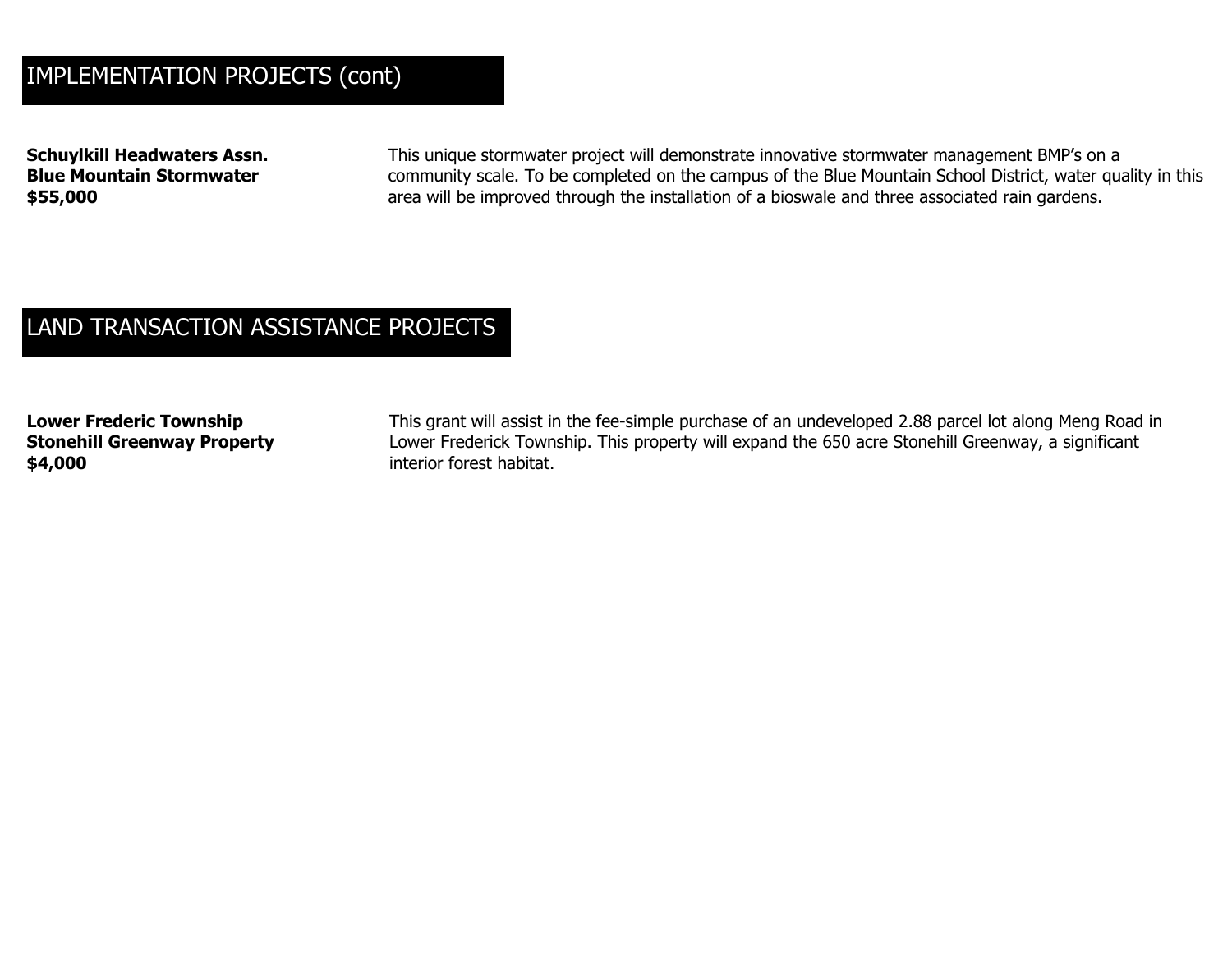## IMPLEMENTATION PROJECTS (cont)

**Schuylkill Headwaters Assn.**
**Blue Mountain Stormwater**
**$55,000**

This unique stormwater project will demonstrate innovative stormwater management BMP's on a community scale. To be completed on the campus of the Blue Mountain School District, water quality in this area will be improved through the installation of a bioswale and three associated rain gardens.

## LAND TRANSACTION ASSISTANCE PROJECTS

**Lower Frederic Township**
**Stonehill Greenway Property**
**$4,000**

This grant will assist in the fee-simple purchase of an undeveloped 2.88 parcel lot along Meng Road in Lower Frederick Township. This property will expand the 650 acre Stonehill Greenway, a significant interior forest habitat.